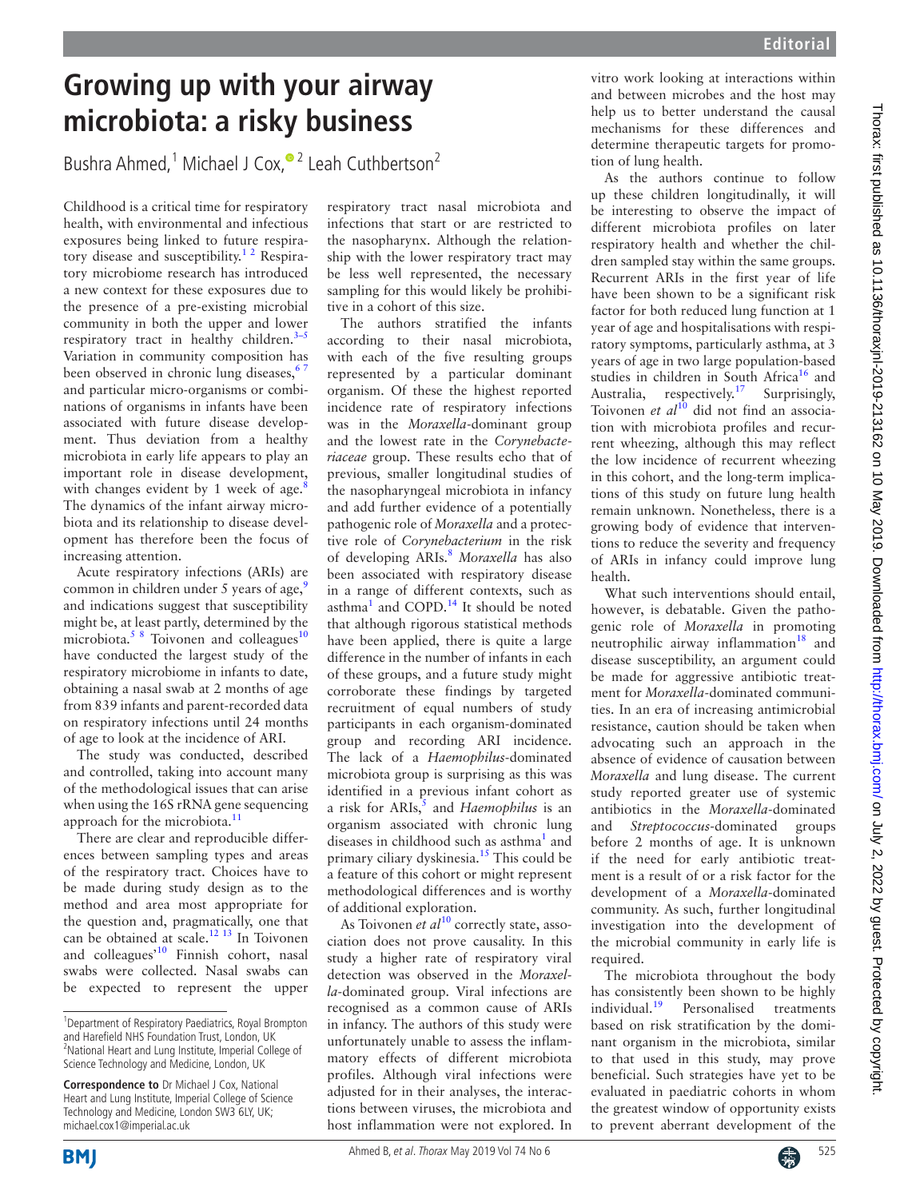# Growing up with your airway microbiota: a risky business

Bushra Ahmed,[1] Michael J Cox,[2] Leah Cuthbertson[2]

Childhood is a critical time for respiratory health, with environmental and infectious exposures being linked to future respiratory disease and susceptibility.[1 2] Respiratory microbiome research has introduced a new context for these exposures due to the presence of a pre-existing microbial community in both the upper and lower respiratory tract in healthy children.[3–5] Variation in community composition has been observed in chronic lung diseases,[6 7] and particular micro-organisms or combinations of organisms in infants have been associated with future disease development. Thus deviation from a healthy microbiota in early life appears to play an important role in disease development, with changes evident by 1 week of age.[8] The dynamics of the infant airway microbiota and its relationship to disease development has therefore been the focus of increasing attention.

Acute respiratory infections (ARIs) are common in children under 5 years of age,[9] and indications suggest that susceptibility might be, at least partly, determined by the microbiota.[5 8] Toivonen and colleagues[10] have conducted the largest study of the respiratory microbiome in infants to date, obtaining a nasal swab at 2 months of age from 839 infants and parent-recorded data on respiratory infections until 24 months of age to look at the incidence of ARI.

The study was conducted, described and controlled, taking into account many of the methodological issues that can arise when using the 16S rRNA gene sequencing approach for the microbiota.[11]

There are clear and reproducible differences between sampling types and areas of the respiratory tract. Choices have to be made during study design as to the method and area most appropriate for the question and, pragmatically, one that can be obtained at scale.[12 13] In Toivonen and colleagues'[10] Finnish cohort, nasal swabs were collected. Nasal swabs can be expected to represent the upper respiratory tract nasal microbiota and infections that start or are restricted to the nasopharynx. Although the relationship with the lower respiratory tract may be less well represented, the necessary sampling for this would likely be prohibitive in a cohort of this size.

The authors stratified the infants according to their nasal microbiota, with each of the five resulting groups represented by a particular dominant organism. Of these the highest reported incidence rate of respiratory infections was in the *Moraxella*-dominant group and the lowest rate in the *Corynebacteriaceae* group. These results echo that of previous, smaller longitudinal studies of the nasopharyngeal microbiota in infancy and add further evidence of a potentially pathogenic role of *Moraxella* and a protective role of *Corynebacterium* in the risk of developing ARIs.[8] *Moraxella* has also been associated with respiratory disease in a range of different contexts, such as asthma[1] and COPD.[14] It should be noted that although rigorous statistical methods have been applied, there is quite a large difference in the number of infants in each of these groups, and a future study might corroborate these findings by targeted recruitment of equal numbers of study participants in each organism-dominated group and recording ARI incidence. The lack of a *Haemophilus*-dominated microbiota group is surprising as this was identified in a previous infant cohort as a risk for ARIs,[5] and *Haemophilus* is an organism associated with chronic lung diseases in childhood such as asthma[1] and primary ciliary dyskinesia.[15] This could be a feature of this cohort or might represent methodological differences and is worthy of additional exploration.

As Toivonen *et al*[10] correctly state, association does not prove causality. In this study a higher rate of respiratory viral detection was observed in the *Moraxella*-dominated group. Viral infections are recognised as a common cause of ARIs in infancy. The authors of this study were unfortunately unable to assess the inflammatory effects of different microbiota profiles. Although viral infections were adjusted for in their analyses, the interactions between viruses, the microbiota and host inflammation were not explored. In vitro work looking at interactions within and between microbes and the host may help us to better understand the causal mechanisms for these differences and determine therapeutic targets for promotion of lung health.

As the authors continue to follow up these children longitudinally, it will be interesting to observe the impact of different microbiota profiles on later respiratory health and whether the children sampled stay within the same groups. Recurrent ARIs in the first year of life have been shown to be a significant risk factor for both reduced lung function at 1 year of age and hospitalisations with respiratory symptoms, particularly asthma, at 3 years of age in two large population-based studies in children in South Africa[16] and Australia, respectively.[17] Surprisingly, Toivonen *et al*[10] did not find an association with microbiota profiles and recurrent wheezing, although this may reflect the low incidence of recurrent wheezing in this cohort, and the long-term implications of this study on future lung health remain unknown. Nonetheless, there is a growing body of evidence that interventions to reduce the severity and frequency of ARIs in infancy could improve lung health.

What such interventions should entail, however, is debatable. Given the pathogenic role of *Moraxella* in promoting neutrophilic airway inflammation[18] and disease susceptibility, an argument could be made for aggressive antibiotic treatment for *Moraxella*-dominated communities. In an era of increasing antimicrobial resistance, caution should be taken when advocating such an approach in the absence of evidence of causation between *Moraxella* and lung disease. The current study reported greater use of systemic antibiotics in the *Moraxella*-dominated and *Streptococcus*-dominated groups before 2 months of age. It is unknown if the need for early antibiotic treatment is a result of or a risk factor for the development of a *Moraxella*-dominated community. As such, further longitudinal investigation into the development of the microbial community in early life is required.

The microbiota throughout the body has consistently been shown to be highly individual.[19] Personalised treatments based on risk stratification by the dominant organism in the microbiota, similar to that used in this study, may prove beneficial. Such strategies have yet to be evaluated in paediatric cohorts in whom the greatest window of opportunity exists to prevent aberrant development of the

---

[1]Department of Respiratory Paediatrics, Royal Brompton and Harefield NHS Foundation Trust, London, UK
[2]National Heart and Lung Institute, Imperial College of Science Technology and Medicine, London, UK

**Correspondence to** Dr Michael J Cox, National Heart and Lung Institute, Imperial College of Science Technology and Medicine, London SW3 6LY, UK; michael.cox1@imperial.ac.uk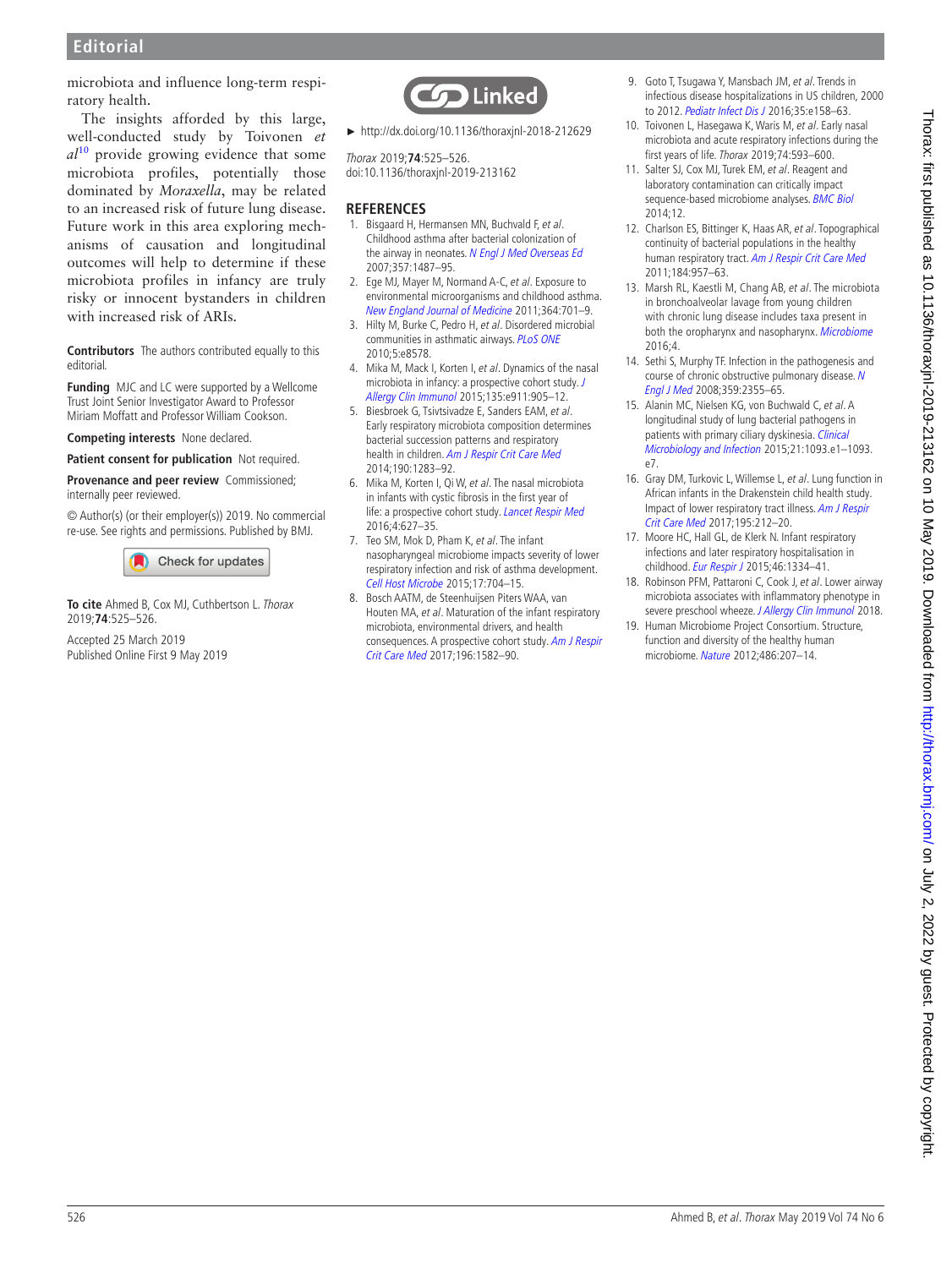microbiota and influence long-term respiratory health.

The insights afforded by this large, well-conducted study by Toivonen *et al*[10] provide growing evidence that some microbiota profiles, potentially those dominated by *Moraxella*, may be related to an increased risk of future lung disease. Future work in this area exploring mechanisms of causation and longitudinal outcomes will help to determine if these microbiota profiles in infancy are truly risky or innocent bystanders in children with increased risk of ARIs.

**Contributors** The authors contributed equally to this editorial.

**Funding** MJC and LC were supported by a Wellcome Trust Joint Senior Investigator Award to Professor Miriam Moffatt and Professor William Cookson.

**Competing interests** None declared.

**Patient consent for publication** Not required.

**Provenance and peer review** Commissioned; internally peer reviewed.

© Author(s) (or their employer(s)) 2019. No commercial re-use. See rights and permissions. Published by BMJ.

**To cite** Ahmed B, Cox MJ, Cuthbertson L. *Thorax* 2019;**74**:525–526.

Accepted 25 March 2019
Published Online First 9 May 2019

Linked

► http://dx.doi.org/10.1136/thoraxjnl-2018-212629

*Thorax* 2019;**74**:525–526.
doi:10.1136/thoraxjnl-2019-213162

## REFERENCES

1. Bisgaard H, Hermansen MN, Buchvald F, *et al*. Childhood asthma after bacterial colonization of the airway in neonates. *N Engl J Med Overseas Ed* 2007;357:1487–95.
2. Ege MJ, Mayer M, Normand A-C, *et al*. Exposure to environmental microorganisms and childhood asthma. *New England Journal of Medicine* 2011;364:701–9.
3. Hilty M, Burke C, Pedro H, *et al*. Disordered microbial communities in asthmatic airways. *PLoS ONE* 2010;5:e8578.
4. Mika M, Mack I, Korten I, *et al*. Dynamics of the nasal microbiota in infancy: a prospective cohort study. *J Allergy Clin Immunol* 2015;135:e911:905–12.
5. Biesbroek G, Tsivtsivadze E, Sanders EAM, *et al*. Early respiratory microbiota composition determines bacterial succession patterns and respiratory health in children. *Am J Respir Crit Care Med* 2014;190:1283–92.
6. Mika M, Korten I, Qi W, *et al*. The nasal microbiota in infants with cystic fibrosis in the first year of life: a prospective cohort study. *Lancet Respir Med* 2016;4:627–35.
7. Teo SM, Mok D, Pham K, *et al*. The infant nasopharyngeal microbiome impacts severity of lower respiratory infection and risk of asthma development. *Cell Host Microbe* 2015;17:704–15.
8. Bosch AATM, de Steenhuijsen Piters WAA, van Houten MA, *et al*. Maturation of the infant respiratory microbiota, environmental drivers, and health consequences. A prospective cohort study. *Am J Respir Crit Care Med* 2017;196:1582–90.
9. Goto T, Tsugawa Y, Mansbach JM, *et al*. Trends in infectious disease hospitalizations in US children, 2000 to 2012. *Pediatr Infect Dis J* 2016;35:e158–63.
10. Toivonen L, Hasegawa K, Waris M, *et al*. Early nasal microbiota and acute respiratory infections during the first years of life. *Thorax* 2019;74:593–600.
11. Salter SJ, Cox MJ, Turek EM, *et al*. Reagent and laboratory contamination can critically impact sequence-based microbiome analyses. *BMC Biol* 2014;12.
12. Charlson ES, Bittinger K, Haas AR, *et al*. Topographical continuity of bacterial populations in the healthy human respiratory tract. *Am J Respir Crit Care Med* 2011;184:957–63.
13. Marsh RL, Kaestli M, Chang AB, *et al*. The microbiota in bronchoalveolar lavage from young children with chronic lung disease includes taxa present in both the oropharynx and nasopharynx. *Microbiome* 2016;4.
14. Sethi S, Murphy TF. Infection in the pathogenesis and course of chronic obstructive pulmonary disease. *N Engl J Med* 2008;359:2355–65.
15. Alanin MC, Nielsen KG, von Buchwald C, *et al*. A longitudinal study of lung bacterial pathogens in patients with primary ciliary dyskinesia. *Clinical Microbiology and Infection* 2015;21:1093.e1–1093.e7.
16. Gray DM, Turkovic L, Willemse L, *et al*. Lung function in African infants in the Drakenstein child health study. Impact of lower respiratory tract illness. *Am J Respir Crit Care Med* 2017;195:212–20.
17. Moore HC, Hall GL, de Klerk N. Infant respiratory infections and later respiratory hospitalisation in childhood. *Eur Respir J* 2015;46:1334–41.
18. Robinson PFM, Pattaroni C, Cook J, *et al*. Lower airway microbiota associates with inflammatory phenotype in severe preschool wheeze. *J Allergy Clin Immunol* 2018.
19. Human Microbiome Project Consortium. Structure, function and diversity of the healthy human microbiome. *Nature* 2012;486:207–14.